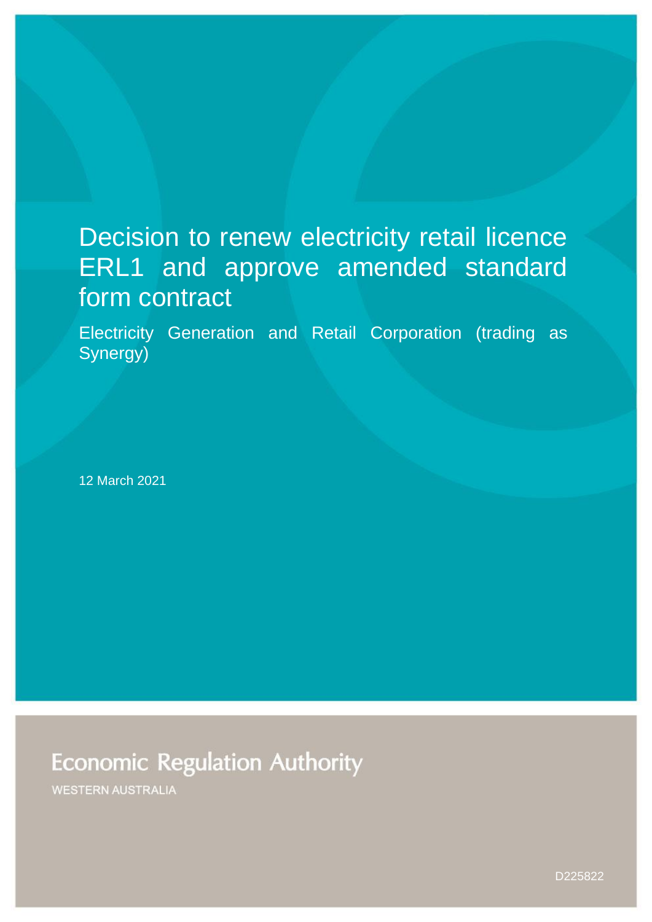# Decision to renew electricity retail licence ERL1 and approve amended standard form contract

Electricity Generation and Retail Corporation (trading as Synergy)

12 March 2021

Economic Regulation Authority

WESTERN AUSTRALIA

D225822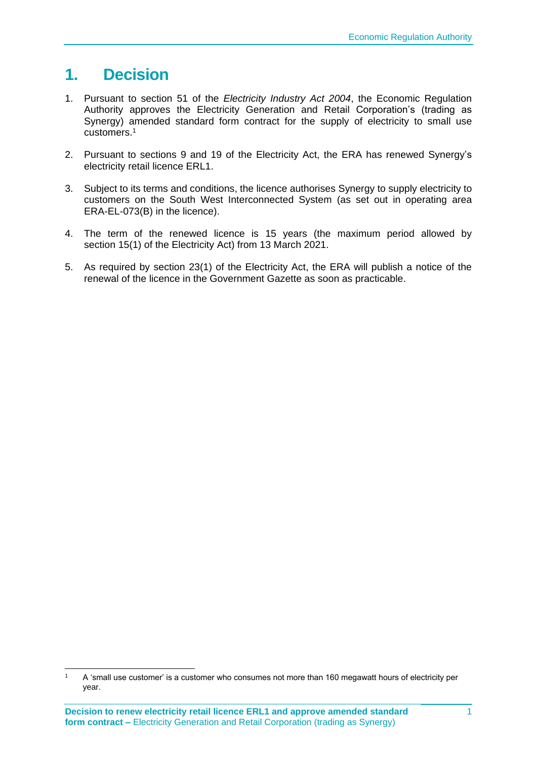# 1. Decision

1. Pursuant to section 51 of the *Electricity Industry Act 2004*, the Economic Regulation Authority approves the Electricity Generation and Retail Corporation's (trading as Synergy) amended standard form contract for the supply of electricity to small use customers.[1]

2. Pursuant to sections 9 and 19 of the Electricity Act, the ERA has renewed Synergy's electricity retail licence ERL1.

3. Subject to its terms and conditions, the licence authorises Synergy to supply electricity to customers on the South West Interconnected System (as set out in operating area ERA-EL-073(B) in the licence).

4. The term of the renewed licence is 15 years (the maximum period allowed by section 15(1) of the Electricity Act) from 13 March 2021.

5. As required by section 23(1) of the Electricity Act, the ERA will publish a notice of the renewal of the licence in the Government Gazette as soon as practicable.

---

[1] A 'small use customer' is a customer who consumes not more than 160 megawatt hours of electricity per year.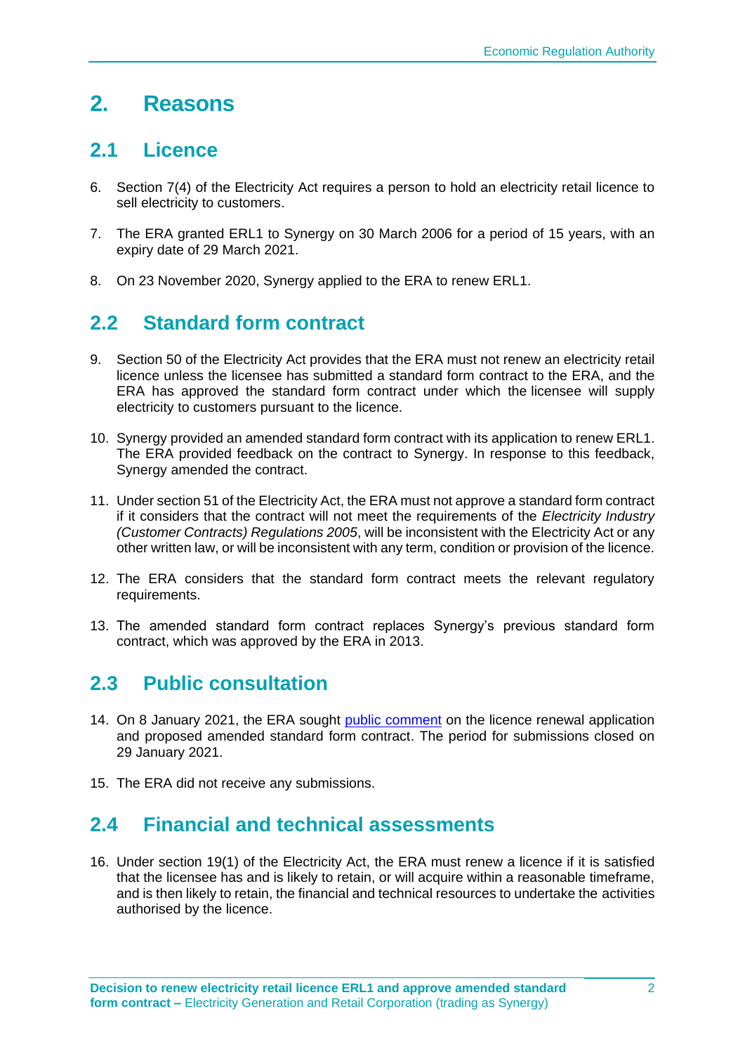# 2. Reasons

## 2.1 Licence

6. Section 7(4) of the Electricity Act requires a person to hold an electricity retail licence to sell electricity to customers.

7. The ERA granted ERL1 to Synergy on 30 March 2006 for a period of 15 years, with an expiry date of 29 March 2021.

8. On 23 November 2020, Synergy applied to the ERA to renew ERL1.

## 2.2 Standard form contract

9. Section 50 of the Electricity Act provides that the ERA must not renew an electricity retail licence unless the licensee has submitted a standard form contract to the ERA, and the ERA has approved the standard form contract under which the licensee will supply electricity to customers pursuant to the licence.

10. Synergy provided an amended standard form contract with its application to renew ERL1. The ERA provided feedback on the contract to Synergy. In response to this feedback, Synergy amended the contract.

11. Under section 51 of the Electricity Act, the ERA must not approve a standard form contract if it considers that the contract will not meet the requirements of the *Electricity Industry (Customer Contracts) Regulations 2005*, will be inconsistent with the Electricity Act or any other written law, or will be inconsistent with any term, condition or provision of the licence.

12. The ERA considers that the standard form contract meets the relevant regulatory requirements.

13. The amended standard form contract replaces Synergy's previous standard form contract, which was approved by the ERA in 2013.

## 2.3 Public consultation

14. On 8 January 2021, the ERA sought public comment on the licence renewal application and proposed amended standard form contract. The period for submissions closed on 29 January 2021.

15. The ERA did not receive any submissions.

## 2.4 Financial and technical assessments

16. Under section 19(1) of the Electricity Act, the ERA must renew a licence if it is satisfied that the licensee has and is likely to retain, or will acquire within a reasonable timeframe, and is then likely to retain, the financial and technical resources to undertake the activities authorised by the licence.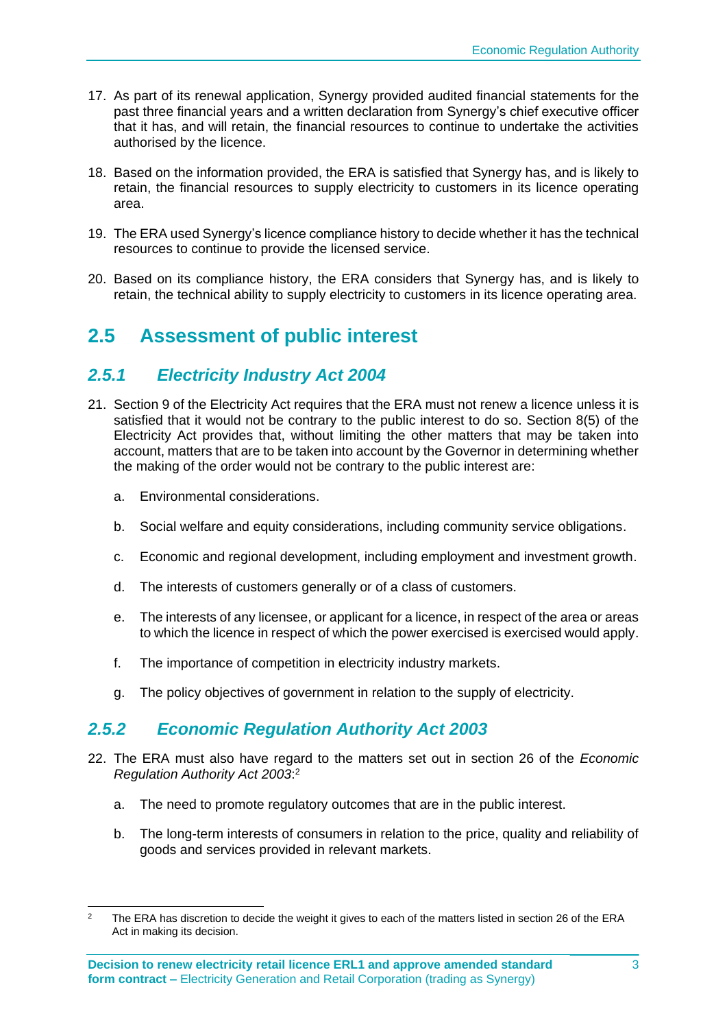17. As part of its renewal application, Synergy provided audited financial statements for the past three financial years and a written declaration from Synergy's chief executive officer that it has, and will retain, the financial resources to continue to undertake the activities authorised by the licence.

18. Based on the information provided, the ERA is satisfied that Synergy has, and is likely to retain, the financial resources to supply electricity to customers in its licence operating area.

19. The ERA used Synergy's licence compliance history to decide whether it has the technical resources to continue to provide the licensed service.

20. Based on its compliance history, the ERA considers that Synergy has, and is likely to retain, the technical ability to supply electricity to customers in its licence operating area.

## 2.5 Assessment of public interest

### *2.5.1 Electricity Industry Act 2004*

21. Section 9 of the Electricity Act requires that the ERA must not renew a licence unless it is satisfied that it would not be contrary to the public interest to do so. Section 8(5) of the Electricity Act provides that, without limiting the other matters that may be taken into account, matters that are to be taken into account by the Governor in determining whether the making of the order would not be contrary to the public interest are:

    a. Environmental considerations.

    b. Social welfare and equity considerations, including community service obligations.

    c. Economic and regional development, including employment and investment growth.

    d. The interests of customers generally or of a class of customers.

    e. The interests of any licensee, or applicant for a licence, in respect of the area or areas to which the licence in respect of which the power exercised is exercised would apply.

    f. The importance of competition in electricity industry markets.

    g. The policy objectives of government in relation to the supply of electricity.

### *2.5.2 Economic Regulation Authority Act 2003*

22. The ERA must also have regard to the matters set out in section 26 of the *Economic Regulation Authority Act 2003*:[2]

    a. The need to promote regulatory outcomes that are in the public interest.

    b. The long-term interests of consumers in relation to the price, quality and reliability of goods and services provided in relevant markets.

[2] The ERA has discretion to decide the weight it gives to each of the matters listed in section 26 of the ERA Act in making its decision.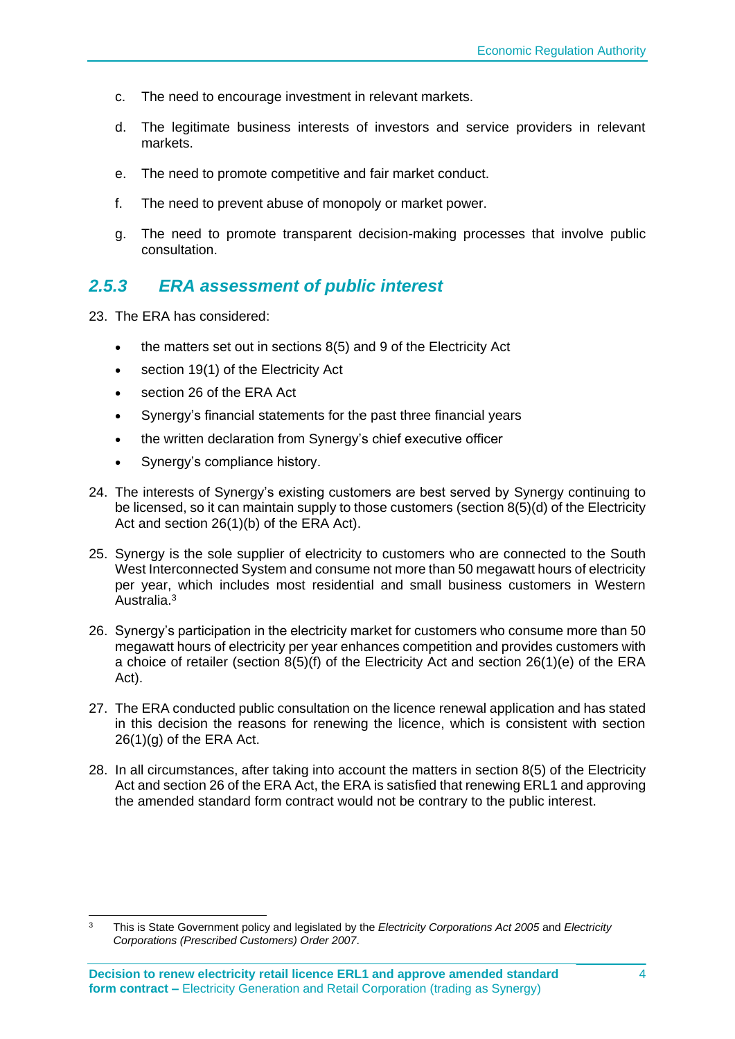c. The need to encourage investment in relevant markets.

d. The legitimate business interests of investors and service providers in relevant markets.

e. The need to promote competitive and fair market conduct.

f. The need to prevent abuse of monopoly or market power.

g. The need to promote transparent decision-making processes that involve public consultation.

### *2.5.3 ERA assessment of public interest*

23. The ERA has considered:

- the matters set out in sections 8(5) and 9 of the Electricity Act
- section 19(1) of the Electricity Act
- section 26 of the ERA Act
- Synergy's financial statements for the past three financial years
- the written declaration from Synergy's chief executive officer
- Synergy's compliance history.

24. The interests of Synergy's existing customers are best served by Synergy continuing to be licensed, so it can maintain supply to those customers (section 8(5)(d) of the Electricity Act and section 26(1)(b) of the ERA Act).

25. Synergy is the sole supplier of electricity to customers who are connected to the South West Interconnected System and consume not more than 50 megawatt hours of electricity per year, which includes most residential and small business customers in Western Australia.[3]

26. Synergy's participation in the electricity market for customers who consume more than 50 megawatt hours of electricity per year enhances competition and provides customers with a choice of retailer (section 8(5)(f) of the Electricity Act and section 26(1)(e) of the ERA Act).

27. The ERA conducted public consultation on the licence renewal application and has stated in this decision the reasons for renewing the licence, which is consistent with section 26(1)(g) of the ERA Act.

28. In all circumstances, after taking into account the matters in section 8(5) of the Electricity Act and section 26 of the ERA Act, the ERA is satisfied that renewing ERL1 and approving the amended standard form contract would not be contrary to the public interest.

[3] This is State Government policy and legislated by the *Electricity Corporations Act 2005* and *Electricity Corporations (Prescribed Customers) Order 2007*.